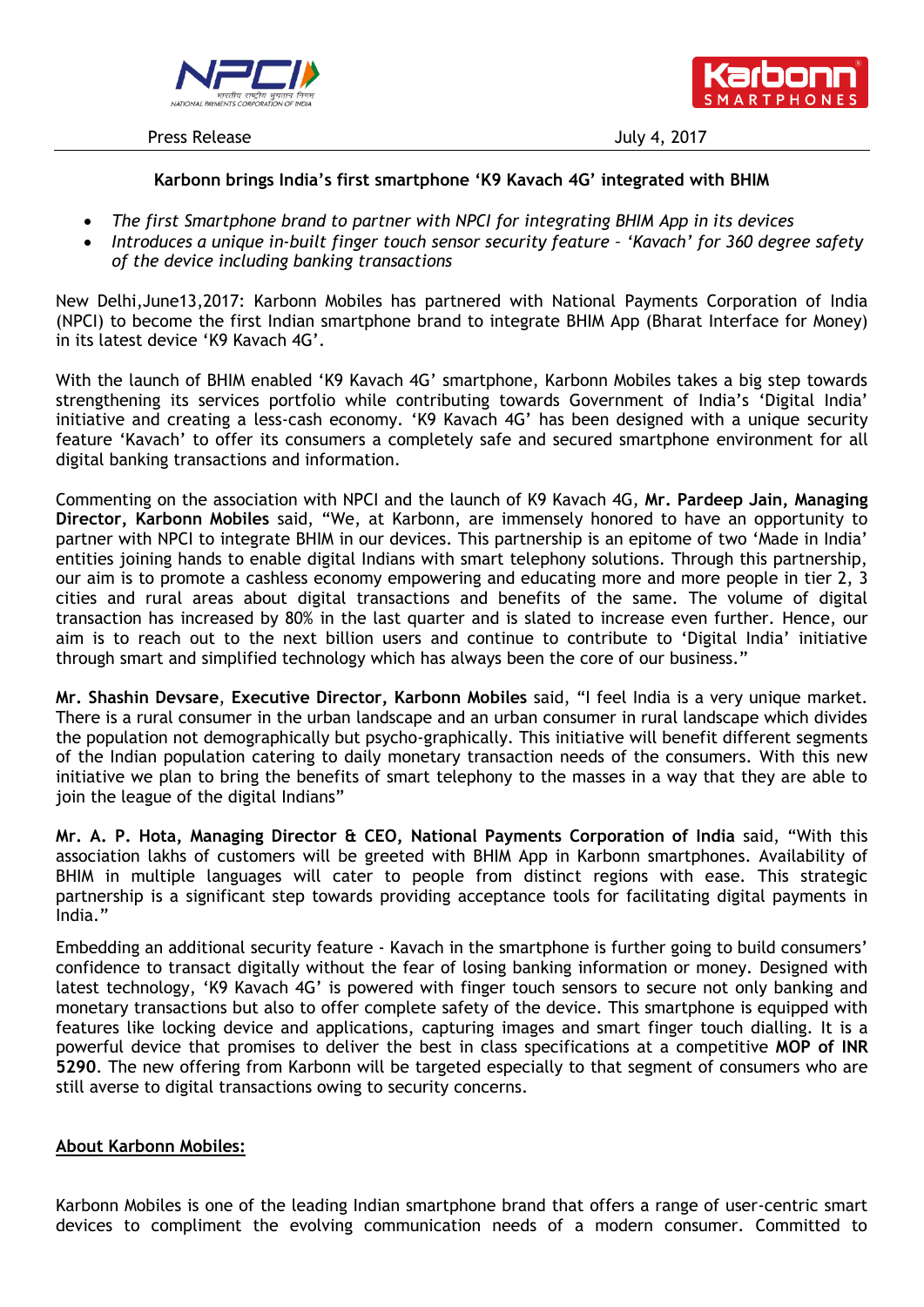Press Release July 4, 2017

**Karbonn brings India's first smartphone 'K9 Kavach 4G' integrated with BHIM**

- *The first Smartphone brand to partner with NPCI for integrating BHIM App in its devices*
- *Introduces a unique in-built finger touch sensor security feature – 'Kavach' for 360 degree safety of the device including banking transactions*

New Delhi,June13,2017: Karbonn Mobiles has partnered with National Payments Corporation of India (NPCI) to become the first Indian smartphone brand to integrate BHIM App (Bharat Interface for Money) in its latest device 'K9 Kavach 4G'.

With the launch of BHIM enabled 'K9 Kavach 4G' smartphone, Karbonn Mobiles takes a big step towards strengthening its services portfolio while contributing towards Government of India's 'Digital India' initiative and creating a less-cash economy. 'K9 Kavach 4G' has been designed with a unique security feature 'Kavach' to offer its consumers a completely safe and secured smartphone environment for all digital banking transactions and information.

Commenting on the association with NPCI and the launch of K9 Kavach 4G, **Mr. Pardeep Jain, Managing Director, Karbonn Mobiles** said, "We, at Karbonn, are immensely honored to have an opportunity to partner with NPCI to integrate BHIM in our devices. This partnership is an epitome of two 'Made in India' entities joining hands to enable digital Indians with smart telephony solutions. Through this partnership, our aim is to promote a cashless economy empowering and educating more and more people in tier 2, 3 cities and rural areas about digital transactions and benefits of the same. The volume of digital transaction has increased by 80% in the last quarter and is slated to increase even further. Hence, our aim is to reach out to the next billion users and continue to contribute to 'Digital India' initiative through smart and simplified technology which has always been the core of our business."

**Mr. Shashin Devsare**, **Executive Director, Karbonn Mobiles** said, "I feel India is a very unique market. There is a rural consumer in the urban landscape and an urban consumer in rural landscape which divides the population not demographically but psycho-graphically. This initiative will benefit different segments of the Indian population catering to daily monetary transaction needs of the consumers. With this new initiative we plan to bring the benefits of smart telephony to the masses in a way that they are able to join the league of the digital Indians"

**Mr. A. P. Hota, Managing Director & CEO, National Payments Corporation of India** said, "With this association lakhs of customers will be greeted with BHIM App in Karbonn smartphones. Availability of BHIM in multiple languages will cater to people from distinct regions with ease. This strategic partnership is a significant step towards providing acceptance tools for facilitating digital payments in India."

Embedding an additional security feature - Kavach in the smartphone is further going to build consumers' confidence to transact digitally without the fear of losing banking information or money. Designed with latest technology, 'K9 Kavach 4G' is powered with finger touch sensors to secure not only banking and monetary transactions but also to offer complete safety of the device. This smartphone is equipped with features like locking device and applications, capturing images and smart finger touch dialling. It is a powerful device that promises to deliver the best in class specifications at a competitive **MOP of INR 5290**. The new offering from Karbonn will be targeted especially to that segment of consumers who are still averse to digital transactions owing to security concerns.

**<u>About Karbonn Mobiles:</u>**

Karbonn Mobiles is one of the leading Indian smartphone brand that offers a range of user-centric smart devices to compliment the evolving communication needs of a modern consumer. Committed to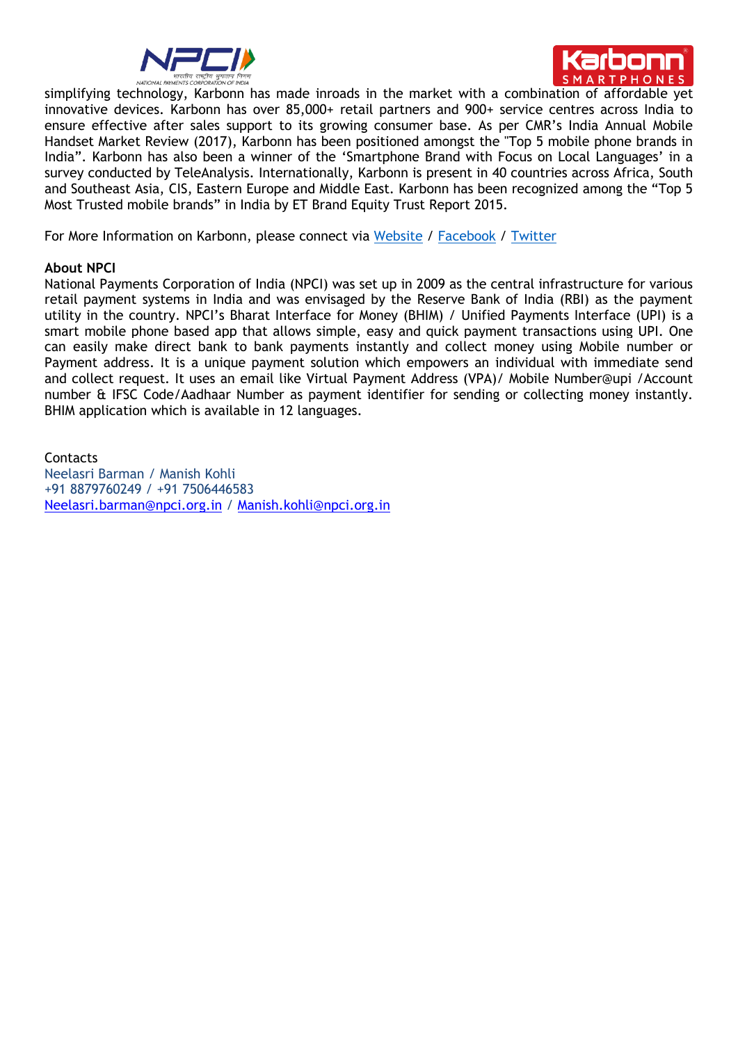simplifying technology, Karbonn has made inroads in the market with a combination of affordable yet innovative devices. Karbonn has over 85,000+ retail partners and 900+ service centres across India to ensure effective after sales support to its growing consumer base. As per CMR's India Annual Mobile Handset Market Review (2017), Karbonn has been positioned amongst the "Top 5 mobile phone brands in India". Karbonn has also been a winner of the 'Smartphone Brand with Focus on Local Languages' in a survey conducted by TeleAnalysis. Internationally, Karbonn is present in 40 countries across Africa, South and Southeast Asia, CIS, Eastern Europe and Middle East. Karbonn has been recognized among the "Top 5 Most Trusted mobile brands" in India by ET Brand Equity Trust Report 2015.

For More Information on Karbonn, please connect via Website / Facebook / Twitter

**About NPCI**

National Payments Corporation of India (NPCI) was set up in 2009 as the central infrastructure for various retail payment systems in India and was envisaged by the Reserve Bank of India (RBI) as the payment utility in the country. NPCI's Bharat Interface for Money (BHIM) / Unified Payments Interface (UPI) is a smart mobile phone based app that allows simple, easy and quick payment transactions using UPI. One can easily make direct bank to bank payments instantly and collect money using Mobile number or Payment address. It is a unique payment solution which empowers an individual with immediate send and collect request. It uses an email like Virtual Payment Address (VPA)/ Mobile Number@upi /Account number & IFSC Code/Aadhaar Number as payment identifier for sending or collecting money instantly. BHIM application which is available in 12 languages.

Contacts

Neelasri Barman / Manish Kohli

+91 8879760249 / +91 7506446583

Neelasri.barman@npci.org.in / Manish.kohli@npci.org.in